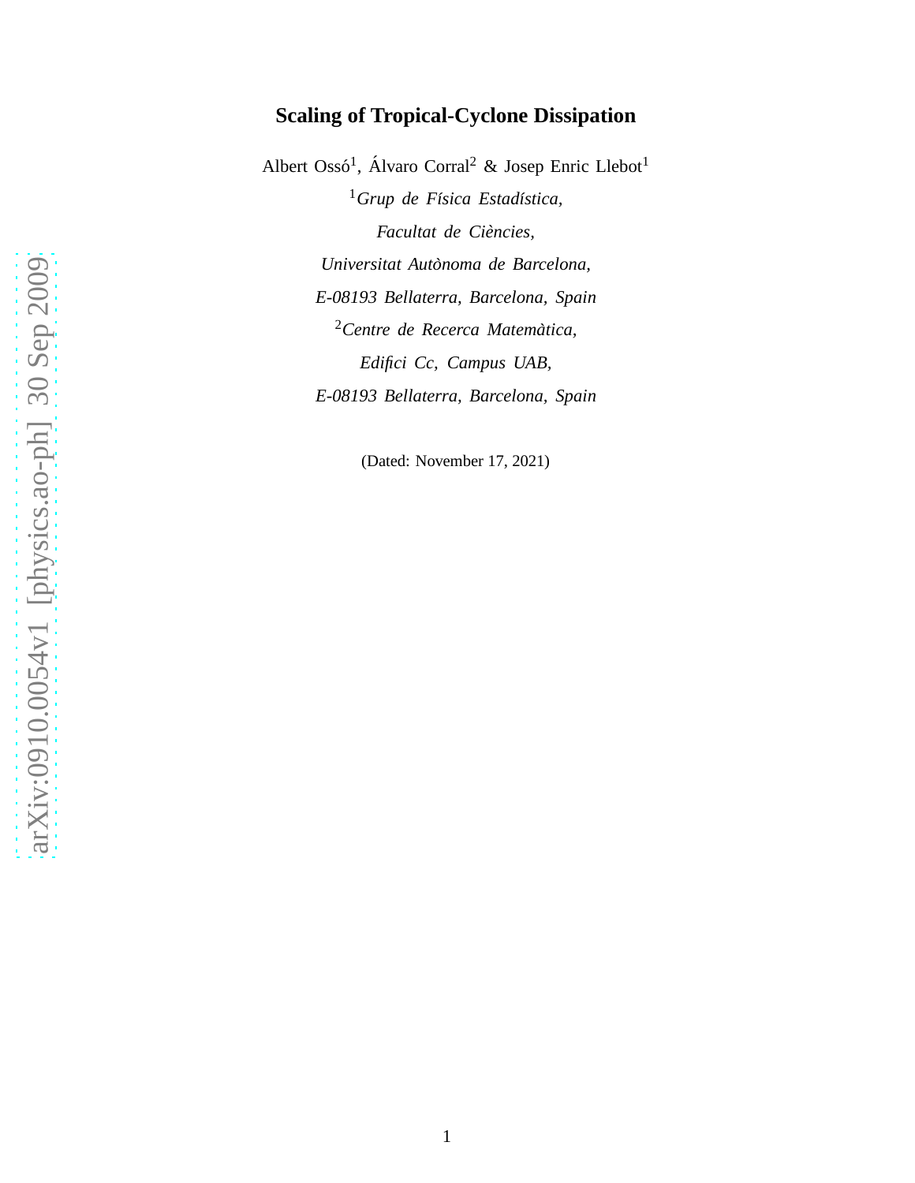# Scaling of Tropical-Cyclone Dissipation

Albert Ossó[1], Álvaro Corral[2] & Josep Enric Llebot[1]

[1]*Grup de Física Estadística,*

*Facultat de Ciències,*

*Universitat Autònoma de Barcelona,*

*E-08193 Bellaterra, Barcelona, Spain*

[2]*Centre de Recerca Matemàtica,*

*Edifici Cc, Campus UAB,*

*E-08193 Bellaterra, Barcelona, Spain*

(Dated: November 17, 2021)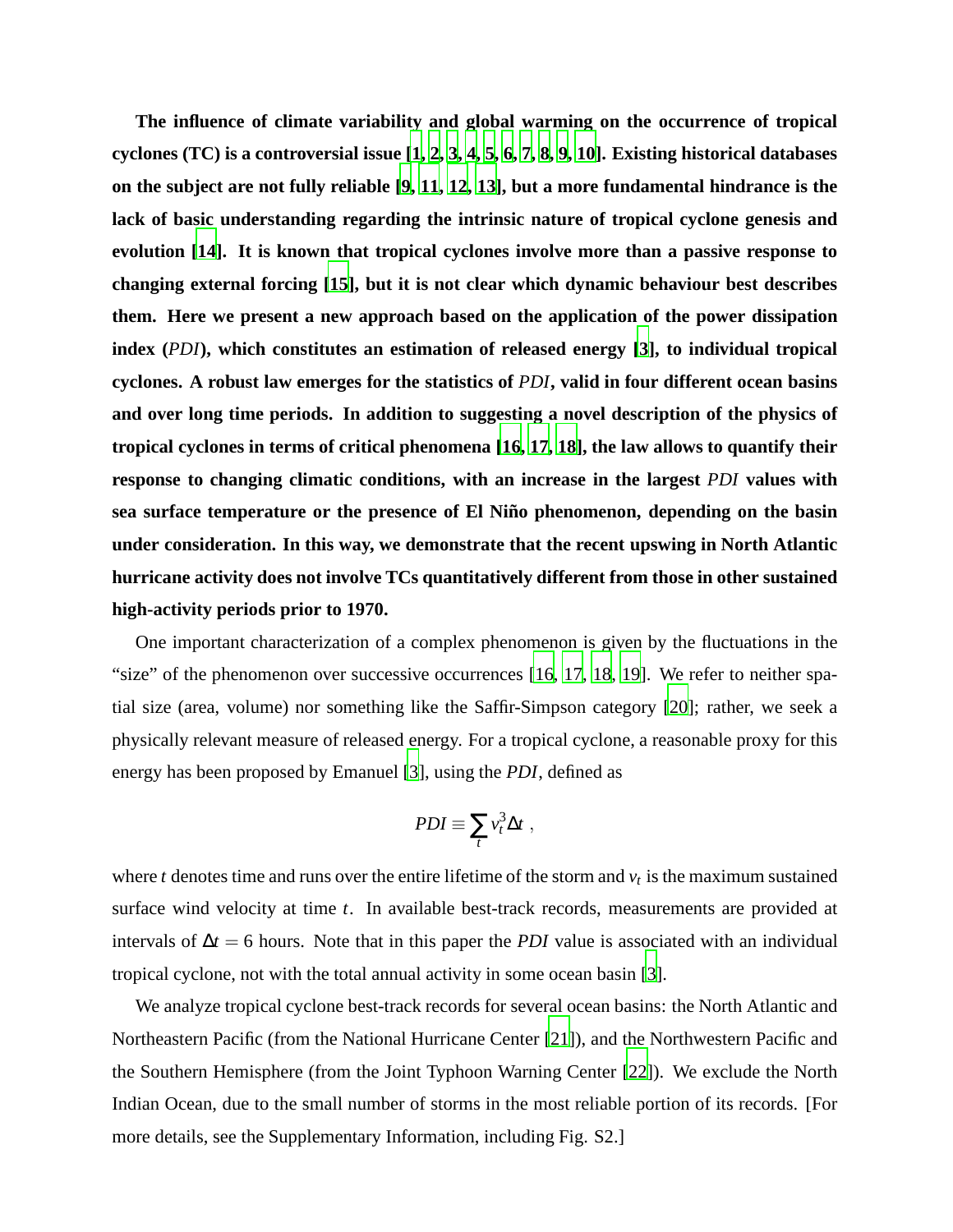**The influence of climate variability and global warming on the occurrence of tropical cyclones (TC) is a controversial issue [1, 2, 3, 4, 5, 6, 7, 8, 9, 10]. Existing historical databases on the subject are not fully reliable [9, 11, 12, 13], but a more fundamental hindrance is the lack of basic understanding regarding the intrinsic nature of tropical cyclone genesis and evolution [14]. It is known that tropical cyclones involve more than a passive response to changing external forcing [15], but it is not clear which dynamic behaviour best describes them. Here we present a new approach based on the application of the power dissipation index (*PDI*), which constitutes an estimation of released energy [3], to individual tropical cyclones. A robust law emerges for the statistics of *PDI*, valid in four different ocean basins and over long time periods. In addition to suggesting a novel description of the physics of tropical cyclones in terms of critical phenomena [16, 17, 18], the law allows to quantify their response to changing climatic conditions, with an increase in the largest *PDI* values with sea surface temperature or the presence of El Niño phenomenon, depending on the basin under consideration. In this way, we demonstrate that the recent upswing in North Atlantic hurricane activity does not involve TCs quantitatively different from those in other sustained high-activity periods prior to 1970.**

One important characterization of a complex phenomenon is given by the fluctuations in the "size" of the phenomenon over successive occurrences [16, 17, 18, 19]. We refer to neither spatial size (area, volume) nor something like the Saffir-Simpson category [20]; rather, we seek a physically relevant measure of released energy. For a tropical cyclone, a reasonable proxy for this energy has been proposed by Emanuel [3], using the *PDI*, defined as

$$PDI \equiv \sum_t v_t^3 \Delta t \ ,$$

where $t$ denotes time and runs over the entire lifetime of the storm and $v_t$ is the maximum sustained surface wind velocity at time $t$. In available best-track records, measurements are provided at intervals of $\Delta t = 6$ hours. Note that in this paper the *PDI* value is associated with an individual tropical cyclone, not with the total annual activity in some ocean basin [3].

We analyze tropical cyclone best-track records for several ocean basins: the North Atlantic and Northeastern Pacific (from the National Hurricane Center [21]), and the Northwestern Pacific and the Southern Hemisphere (from the Joint Typhoon Warning Center [22]). We exclude the North Indian Ocean, due to the small number of storms in the most reliable portion of its records. [For more details, see the Supplementary Information, including Fig. S2.]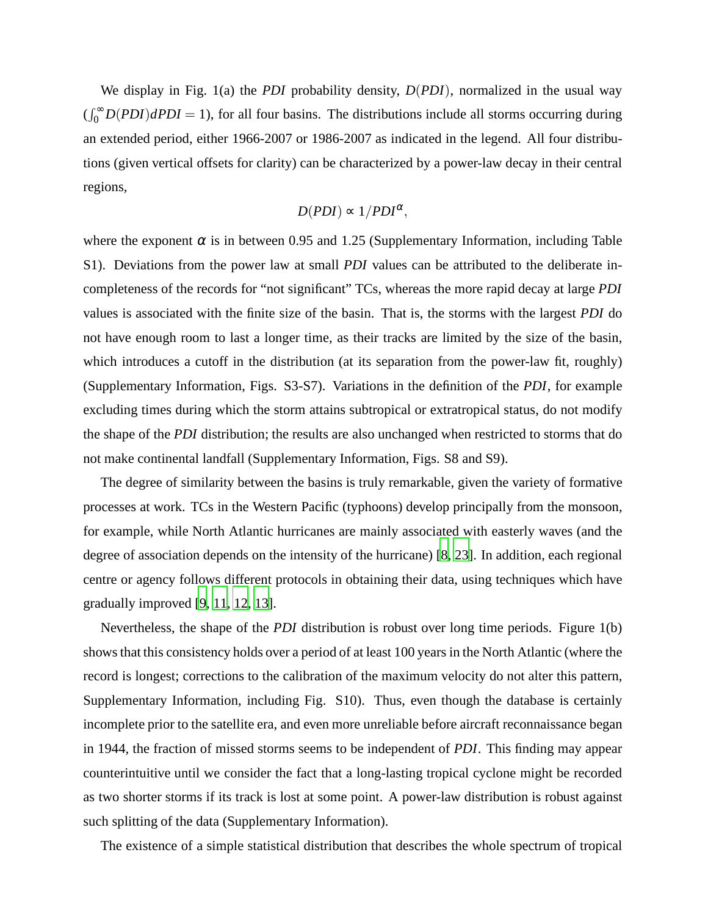We display in Fig. 1(a) the *PDI* probability density, $D(PDI)$, normalized in the usual way ($\int_0^\infty D(PDI)dPDI = 1$), for all four basins. The distributions include all storms occurring during an extended period, either 1966-2007 or 1986-2007 as indicated in the legend. All four distributions (given vertical offsets for clarity) can be characterized by a power-law decay in their central regions,

$$D(PDI) \propto 1/PDI^{\alpha},$$

where the exponent $\alpha$ is in between 0.95 and 1.25 (Supplementary Information, including Table S1). Deviations from the power law at small *PDI* values can be attributed to the deliberate incompleteness of the records for "not significant" TCs, whereas the more rapid decay at large *PDI* values is associated with the finite size of the basin. That is, the storms with the largest *PDI* do not have enough room to last a longer time, as their tracks are limited by the size of the basin, which introduces a cutoff in the distribution (at its separation from the power-law fit, roughly) (Supplementary Information, Figs. S3-S7). Variations in the definition of the *PDI*, for example excluding times during which the storm attains subtropical or extratropical status, do not modify the shape of the *PDI* distribution; the results are also unchanged when restricted to storms that do not make continental landfall (Supplementary Information, Figs. S8 and S9).

The degree of similarity between the basins is truly remarkable, given the variety of formative processes at work. TCs in the Western Pacific (typhoons) develop principally from the monsoon, for example, while North Atlantic hurricanes are mainly associated with easterly waves (and the degree of association depends on the intensity of the hurricane) [8, 23]. In addition, each regional centre or agency follows different protocols in obtaining their data, using techniques which have gradually improved [9, 11, 12, 13].

Nevertheless, the shape of the *PDI* distribution is robust over long time periods. Figure 1(b) shows that this consistency holds over a period of at least 100 years in the North Atlantic (where the record is longest; corrections to the calibration of the maximum velocity do not alter this pattern, Supplementary Information, including Fig. S10). Thus, even though the database is certainly incomplete prior to the satellite era, and even more unreliable before aircraft reconnaissance began in 1944, the fraction of missed storms seems to be independent of *PDI*. This finding may appear counterintuitive until we consider the fact that a long-lasting tropical cyclone might be recorded as two shorter storms if its track is lost at some point. A power-law distribution is robust against such splitting of the data (Supplementary Information).

The existence of a simple statistical distribution that describes the whole spectrum of tropical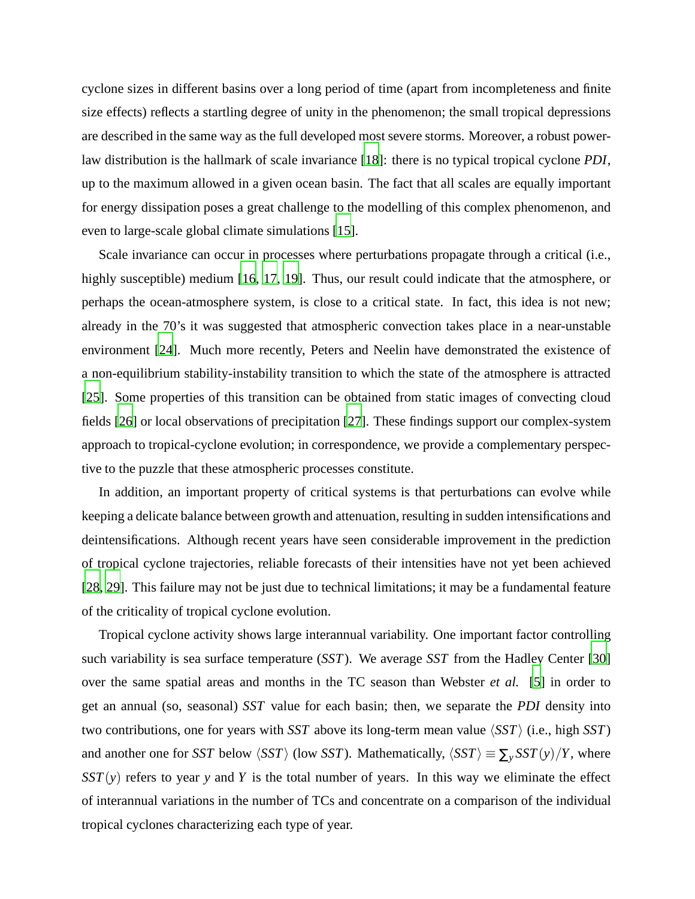cyclone sizes in different basins over a long period of time (apart from incompleteness and finite size effects) reflects a startling degree of unity in the phenomenon; the small tropical depressions are described in the same way as the full developed most severe storms. Moreover, a robust power-law distribution is the hallmark of scale invariance [18]: there is no typical tropical cyclone *PDI*, up to the maximum allowed in a given ocean basin. The fact that all scales are equally important for energy dissipation poses a great challenge to the modelling of this complex phenomenon, and even to large-scale global climate simulations [15].

Scale invariance can occur in processes where perturbations propagate through a critical (i.e., highly susceptible) medium [16, 17, 19]. Thus, our result could indicate that the atmosphere, or perhaps the ocean-atmosphere system, is close to a critical state. In fact, this idea is not new; already in the 70's it was suggested that atmospheric convection takes place in a near-unstable environment [24]. Much more recently, Peters and Neelin have demonstrated the existence of a non-equilibrium stability-instability transition to which the state of the atmosphere is attracted [25]. Some properties of this transition can be obtained from static images of convecting cloud fields [26] or local observations of precipitation [27]. These findings support our complex-system approach to tropical-cyclone evolution; in correspondence, we provide a complementary perspective to the puzzle that these atmospheric processes constitute.

In addition, an important property of critical systems is that perturbations can evolve while keeping a delicate balance between growth and attenuation, resulting in sudden intensifications and deintensifications. Although recent years have seen considerable improvement in the prediction of tropical cyclone trajectories, reliable forecasts of their intensities have not yet been achieved [28, 29]. This failure may not be just due to technical limitations; it may be a fundamental feature of the criticality of tropical cyclone evolution.

Tropical cyclone activity shows large interannual variability. One important factor controlling such variability is sea surface temperature ($SST$). We average $SST$ from the Hadley Center [30] over the same spatial areas and months in the TC season than Webster *et al.* [5] in order to get an annual (so, seasonal) $SST$ value for each basin; then, we separate the *PDI* density into two contributions, one for years with $SST$ above its long-term mean value $\langle SST \rangle$ (i.e., high $SST$) and another one for $SST$ below $\langle SST \rangle$ (low $SST$). Mathematically, $\langle SST \rangle \equiv \sum_y SST(y)/Y$, where $SST(y)$ refers to year $y$ and $Y$ is the total number of years. In this way we eliminate the effect of interannual variations in the number of TCs and concentrate on a comparison of the individual tropical cyclones characterizing each type of year.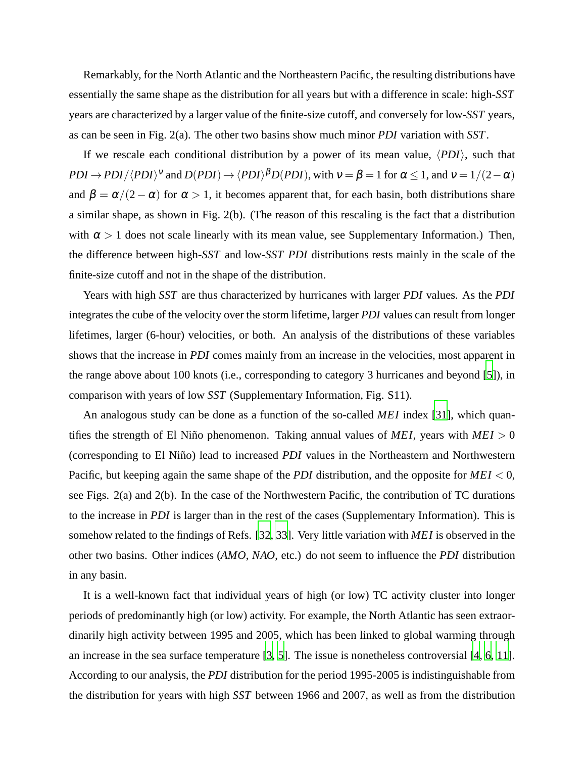Remarkably, for the North Atlantic and the Northeastern Pacific, the resulting distributions have essentially the same shape as the distribution for all years but with a difference in scale: high-*SST* years are characterized by a larger value of the finite-size cutoff, and conversely for low-*SST* years, as can be seen in Fig. 2(a). The other two basins show much minor *PDI* variation with *SST*.

If we rescale each conditional distribution by a power of its mean value, $\langle PDI \rangle$, such that $PDI \to PDI/\langle PDI \rangle^{\nu}$ and $D(PDI) \to \langle PDI \rangle^{\beta} D(PDI)$, with $\nu = \beta = 1$ for $\alpha \leq 1$, and $\nu = 1/(2-\alpha)$ and $\beta = \alpha/(2-\alpha)$ for $\alpha > 1$, it becomes apparent that, for each basin, both distributions share a similar shape, as shown in Fig. 2(b). (The reason of this rescaling is the fact that a distribution with $\alpha > 1$ does not scale linearly with its mean value, see Supplementary Information.) Then, the difference between high-*SST* and low-*SST* *PDI* distributions rests mainly in the scale of the finite-size cutoff and not in the shape of the distribution.

Years with high *SST* are thus characterized by hurricanes with larger *PDI* values. As the *PDI* integrates the cube of the velocity over the storm lifetime, larger *PDI* values can result from longer lifetimes, larger (6-hour) velocities, or both. An analysis of the distributions of these variables shows that the increase in *PDI* comes mainly from an increase in the velocities, most apparent in the range above about 100 knots (i.e., corresponding to category 3 hurricanes and beyond [5]), in comparison with years of low *SST* (Supplementary Information, Fig. S11).

An analogous study can be done as a function of the so-called *MEI* index [31], which quantifies the strength of El Niño phenomenon. Taking annual values of *MEI*, years with $MEI > 0$ (corresponding to El Niño) lead to increased *PDI* values in the Northeastern and Northwestern Pacific, but keeping again the same shape of the *PDI* distribution, and the opposite for $MEI < 0$, see Figs. 2(a) and 2(b). In the case of the Northwestern Pacific, the contribution of TC durations to the increase in *PDI* is larger than in the rest of the cases (Supplementary Information). This is somehow related to the findings of Refs. [32, 33]. Very little variation with *MEI* is observed in the other two basins. Other indices (*AMO*, *NAO*, etc.) do not seem to influence the *PDI* distribution in any basin.

It is a well-known fact that individual years of high (or low) TC activity cluster into longer periods of predominantly high (or low) activity. For example, the North Atlantic has seen extraordinarily high activity between 1995 and 2005, which has been linked to global warming through an increase in the sea surface temperature [3, 5]. The issue is nonetheless controversial [4, 6, 11]. According to our analysis, the *PDI* distribution for the period 1995-2005 is indistinguishable from the distribution for years with high *SST* between 1966 and 2007, as well as from the distribution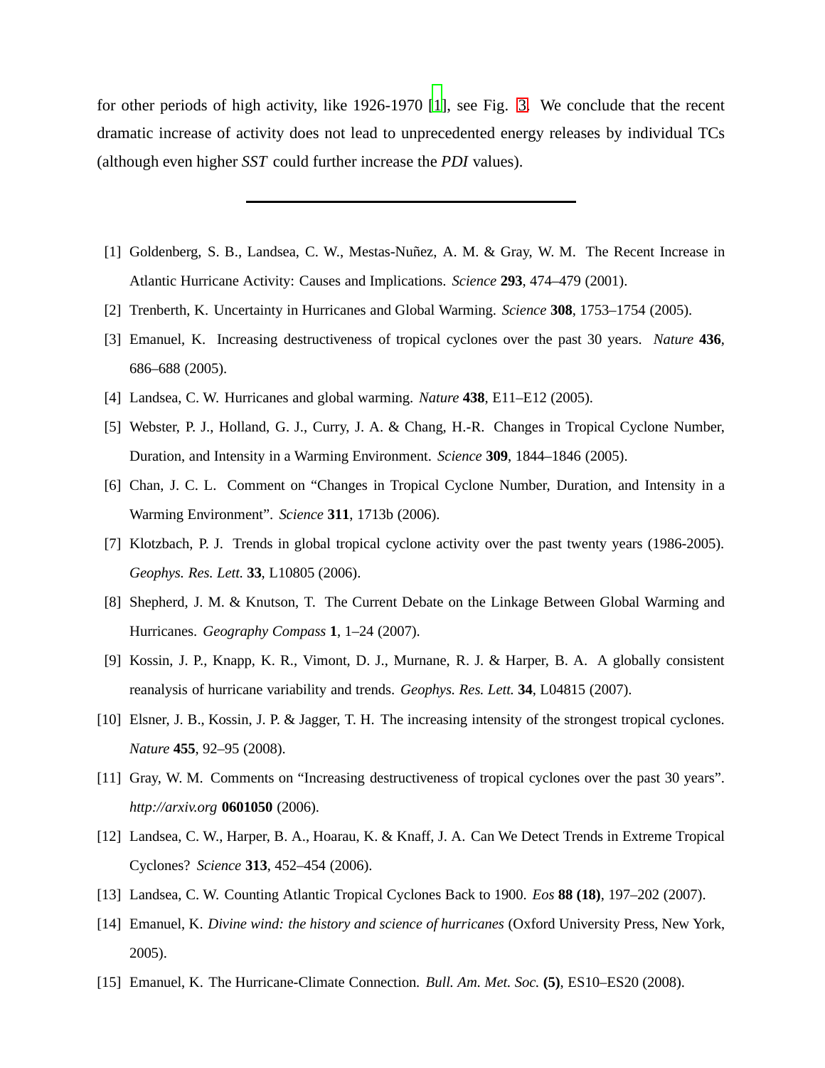for other periods of high activity, like 1926-1970 [1], see Fig. 3. We conclude that the recent dramatic increase of activity does not lead to unprecedented energy releases by individual TCs (although even higher *SST* could further increase the *PDI* values).

---

[1] Goldenberg, S. B., Landsea, C. W., Mestas-Nuñez, A. M. & Gray, W. M. The Recent Increase in Atlantic Hurricane Activity: Causes and Implications. *Science* **293**, 474–479 (2001).

[2] Trenberth, K. Uncertainty in Hurricanes and Global Warming. *Science* **308**, 1753–1754 (2005).

[3] Emanuel, K. Increasing destructiveness of tropical cyclones over the past 30 years. *Nature* **436**, 686–688 (2005).

[4] Landsea, C. W. Hurricanes and global warming. *Nature* **438**, E11–E12 (2005).

[5] Webster, P. J., Holland, G. J., Curry, J. A. & Chang, H.-R. Changes in Tropical Cyclone Number, Duration, and Intensity in a Warming Environment. *Science* **309**, 1844–1846 (2005).

[6] Chan, J. C. L. Comment on "Changes in Tropical Cyclone Number, Duration, and Intensity in a Warming Environment". *Science* **311**, 1713b (2006).

[7] Klotzbach, P. J. Trends in global tropical cyclone activity over the past twenty years (1986-2005). *Geophys. Res. Lett.* **33**, L10805 (2006).

[8] Shepherd, J. M. & Knutson, T. The Current Debate on the Linkage Between Global Warming and Hurricanes. *Geography Compass* **1**, 1–24 (2007).

[9] Kossin, J. P., Knapp, K. R., Vimont, D. J., Murnane, R. J. & Harper, B. A. A globally consistent reanalysis of hurricane variability and trends. *Geophys. Res. Lett.* **34**, L04815 (2007).

[10] Elsner, J. B., Kossin, J. P. & Jagger, T. H. The increasing intensity of the strongest tropical cyclones. *Nature* **455**, 92–95 (2008).

[11] Gray, W. M. Comments on "Increasing destructiveness of tropical cyclones over the past 30 years". *http://arxiv.org* **0601050** (2006).

[12] Landsea, C. W., Harper, B. A., Hoarau, K. & Knaff, J. A. Can We Detect Trends in Extreme Tropical Cyclones? *Science* **313**, 452–454 (2006).

[13] Landsea, C. W. Counting Atlantic Tropical Cyclones Back to 1900. *Eos* **88 (18)**, 197–202 (2007).

[14] Emanuel, K. *Divine wind: the history and science of hurricanes* (Oxford University Press, New York, 2005).

[15] Emanuel, K. The Hurricane-Climate Connection. *Bull. Am. Met. Soc.* **(5)**, ES10–ES20 (2008).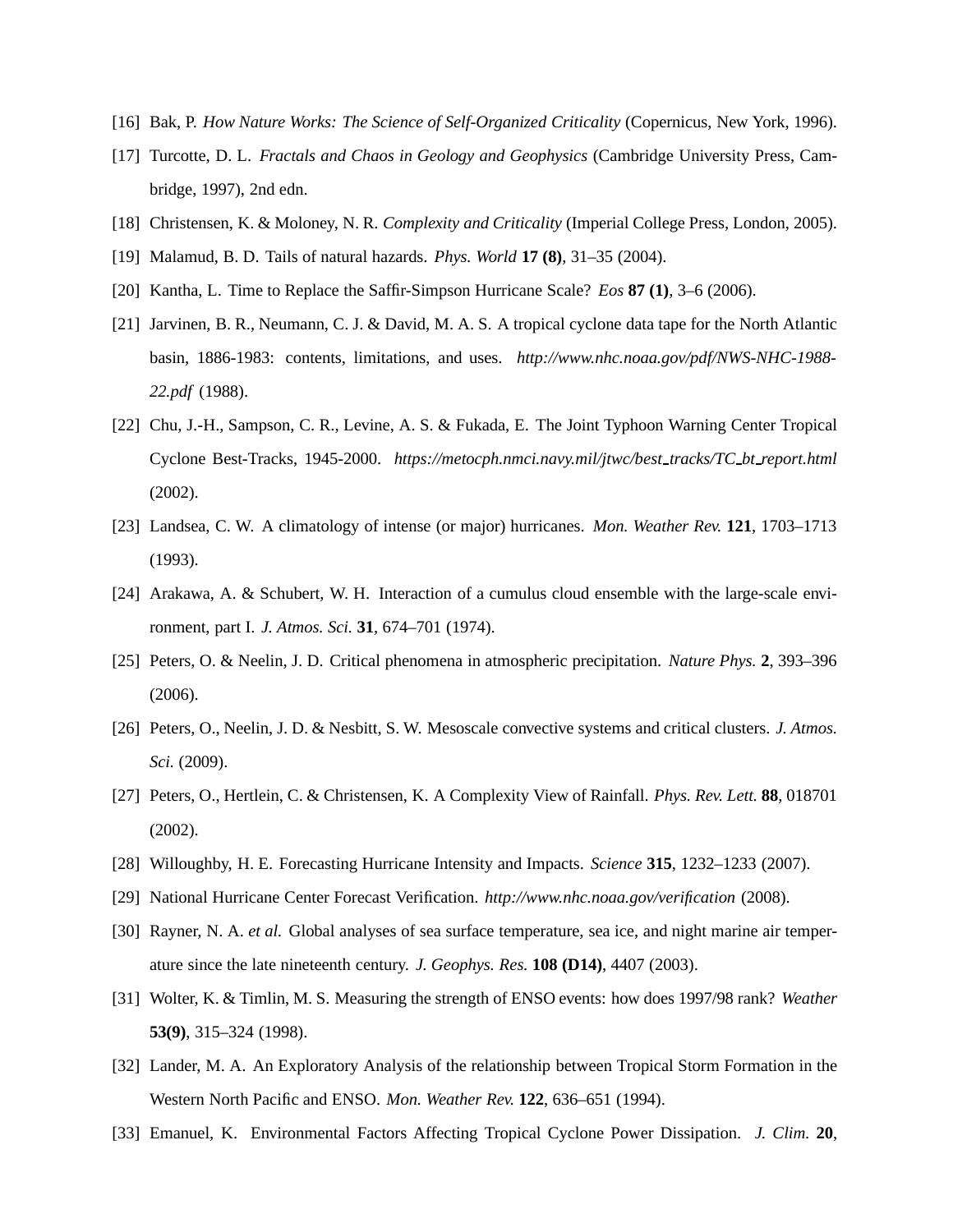[16] Bak, P. *How Nature Works: The Science of Self-Organized Criticality* (Copernicus, New York, 1996).

[17] Turcotte, D. L. *Fractals and Chaos in Geology and Geophysics* (Cambridge University Press, Cambridge, 1997), 2nd edn.

[18] Christensen, K. & Moloney, N. R. *Complexity and Criticality* (Imperial College Press, London, 2005).

[19] Malamud, B. D. Tails of natural hazards. *Phys. World* **17 (8)**, 31–35 (2004).

[20] Kantha, L. Time to Replace the Saffir-Simpson Hurricane Scale? *Eos* **87 (1)**, 3–6 (2006).

[21] Jarvinen, B. R., Neumann, C. J. & David, M. A. S. A tropical cyclone data tape for the North Atlantic basin, 1886-1983: contents, limitations, and uses. *http://www.nhc.noaa.gov/pdf/NWS-NHC-1988-22.pdf* (1988).

[22] Chu, J.-H., Sampson, C. R., Levine, A. S. & Fukada, E. The Joint Typhoon Warning Center Tropical Cyclone Best-Tracks, 1945-2000. *https://metocph.nmci.navy.mil/jtwc/best_tracks/TC_bt_report.html* (2002).

[23] Landsea, C. W. A climatology of intense (or major) hurricanes. *Mon. Weather Rev.* **121**, 1703–1713 (1993).

[24] Arakawa, A. & Schubert, W. H. Interaction of a cumulus cloud ensemble with the large-scale environment, part I. *J. Atmos. Sci.* **31**, 674–701 (1974).

[25] Peters, O. & Neelin, J. D. Critical phenomena in atmospheric precipitation. *Nature Phys.* **2**, 393–396 (2006).

[26] Peters, O., Neelin, J. D. & Nesbitt, S. W. Mesoscale convective systems and critical clusters. *J. Atmos. Sci.* (2009).

[27] Peters, O., Hertlein, C. & Christensen, K. A Complexity View of Rainfall. *Phys. Rev. Lett.* **88**, 018701 (2002).

[28] Willoughby, H. E. Forecasting Hurricane Intensity and Impacts. *Science* **315**, 1232–1233 (2007).

[29] National Hurricane Center Forecast Verification. *http://www.nhc.noaa.gov/verification* (2008).

[30] Rayner, N. A. *et al.* Global analyses of sea surface temperature, sea ice, and night marine air temperature since the late nineteenth century. *J. Geophys. Res.* **108 (D14)**, 4407 (2003).

[31] Wolter, K. & Timlin, M. S. Measuring the strength of ENSO events: how does 1997/98 rank? *Weather* **53(9)**, 315–324 (1998).

[32] Lander, M. A. An Exploratory Analysis of the relationship between Tropical Storm Formation in the Western North Pacific and ENSO. *Mon. Weather Rev.* **122**, 636–651 (1994).

[33] Emanuel, K. Environmental Factors Affecting Tropical Cyclone Power Dissipation. *J. Clim.* **20**,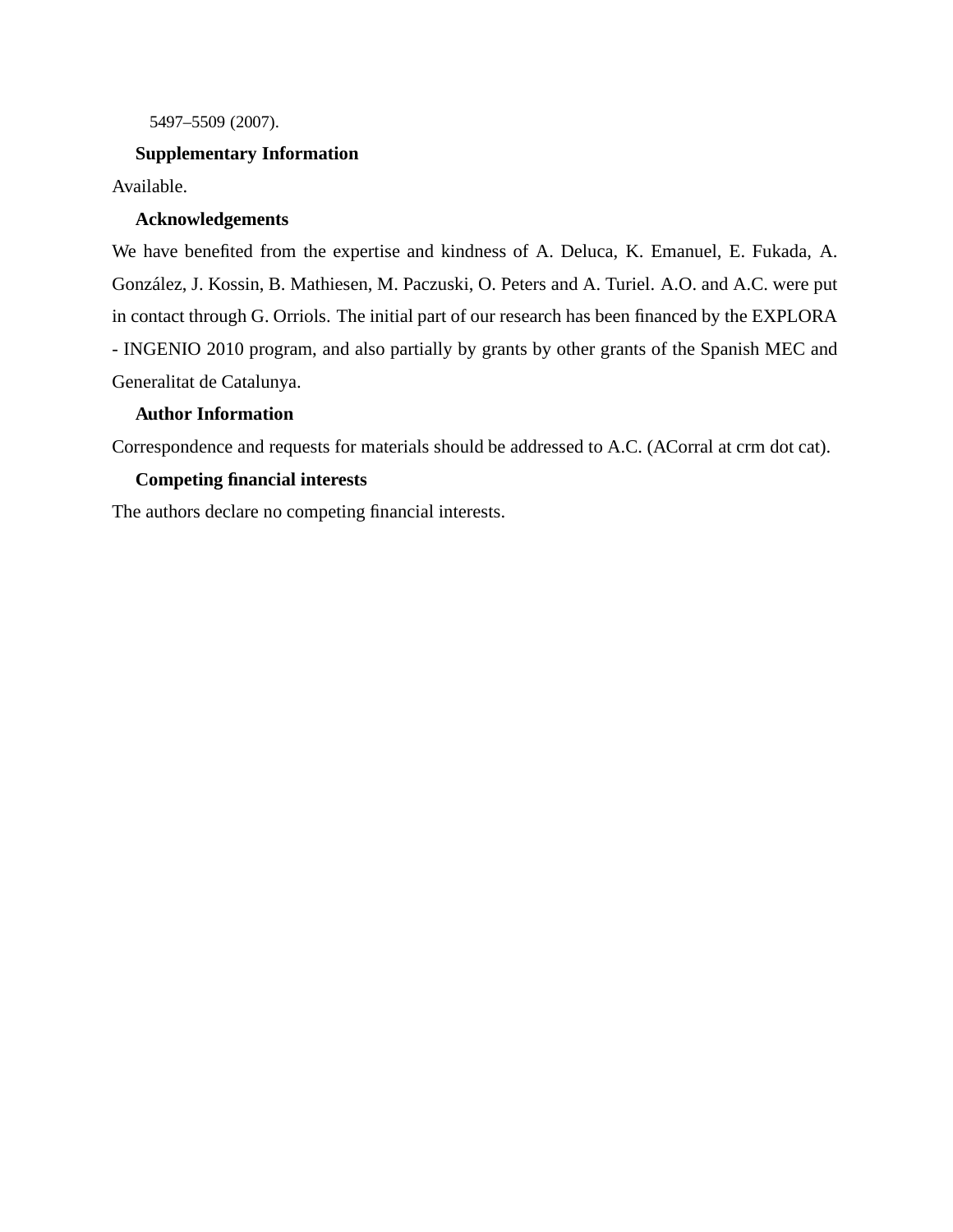5497–5509 (2007).

**Supplementary Information**

Available.

**Acknowledgements**

We have benefited from the expertise and kindness of A. Deluca, K. Emanuel, E. Fukada, A. González, J. Kossin, B. Mathiesen, M. Paczuski, O. Peters and A. Turiel. A.O. and A.C. were put in contact through G. Orriols. The initial part of our research has been financed by the EXPLORA - INGENIO 2010 program, and also partially by grants by other grants of the Spanish MEC and Generalitat de Catalunya.

**Author Information**

Correspondence and requests for materials should be addressed to A.C. (ACorral at crm dot cat).

**Competing financial interests**

The authors declare no competing financial interests.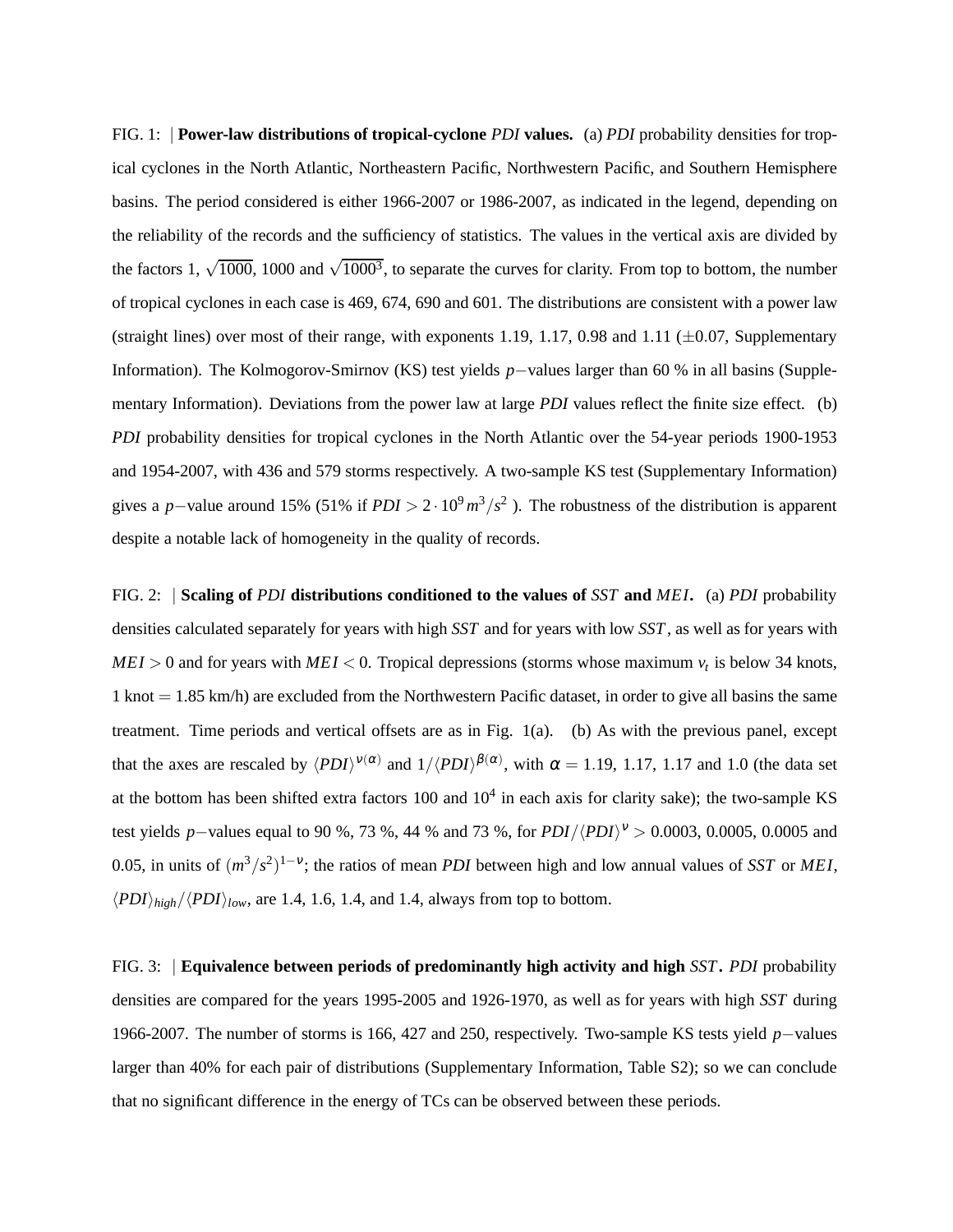FIG. 1: | **Power-law distributions of tropical-cyclone *PDI* values.** (a) *PDI* probability densities for tropical cyclones in the North Atlantic, Northeastern Pacific, Northwestern Pacific, and Southern Hemisphere basins. The period considered is either 1966-2007 or 1986-2007, as indicated in the legend, depending on the reliability of the records and the sufficiency of statistics. The values in the vertical axis are divided by the factors 1, $\sqrt{1000}$, 1000 and $\sqrt{1000^3}$, to separate the curves for clarity. From top to bottom, the number of tropical cyclones in each case is 469, 674, 690 and 601. The distributions are consistent with a power law (straight lines) over most of their range, with exponents 1.19, 1.17, 0.98 and 1.11 ($\pm 0.07$, Supplementary Information). The Kolmogorov-Smirnov (KS) test yields $p-$values larger than 60 % in all basins (Supplementary Information). Deviations from the power law at large *PDI* values reflect the finite size effect. (b) *PDI* probability densities for tropical cyclones in the North Atlantic over the 54-year periods 1900-1953 and 1954-2007, with 436 and 579 storms respectively. A two-sample KS test (Supplementary Information) gives a $p-$value around 15% (51% if $PDI > 2 \cdot 10^9\, m^3/s^2$ ). The robustness of the distribution is apparent despite a notable lack of homogeneity in the quality of records.

FIG. 2: | **Scaling of *PDI* distributions conditioned to the values of *SST* and *MEI*.** (a) *PDI* probability densities calculated separately for years with high *SST* and for years with low *SST*, as well as for years with $MEI > 0$ and for years with $MEI < 0$. Tropical depressions (storms whose maximum $v_t$ is below 34 knots, 1 knot $= 1.85$ km/h) are excluded from the Northwestern Pacific dataset, in order to give all basins the same treatment. Time periods and vertical offsets are as in Fig. 1(a). (b) As with the previous panel, except that the axes are rescaled by $\langle PDI \rangle^{\nu(\alpha)}$ and $1/\langle PDI \rangle^{\beta(\alpha)}$, with $\alpha = 1.19$, 1.17, 1.17 and 1.0 (the data set at the bottom has been shifted extra factors 100 and $10^4$ in each axis for clarity sake); the two-sample KS test yields $p-$values equal to 90 %, 73 %, 44 % and 73 %, for $PDI/\langle PDI \rangle^{\nu} > 0.0003$, 0.0005, 0.0005 and 0.05, in units of $(m^3/s^2)^{1-\nu}$; the ratios of mean *PDI* between high and low annual values of *SST* or *MEI*, $\langle PDI \rangle_{high}/\langle PDI \rangle_{low}$, are 1.4, 1.6, 1.4, and 1.4, always from top to bottom.

FIG. 3: | **Equivalence between periods of predominantly high activity and high *SST*.** *PDI* probability densities are compared for the years 1995-2005 and 1926-1970, as well as for years with high *SST* during 1966-2007. The number of storms is 166, 427 and 250, respectively. Two-sample KS tests yield $p-$values larger than 40% for each pair of distributions (Supplementary Information, Table S2); so we can conclude that no significant difference in the energy of TCs can be observed between these periods.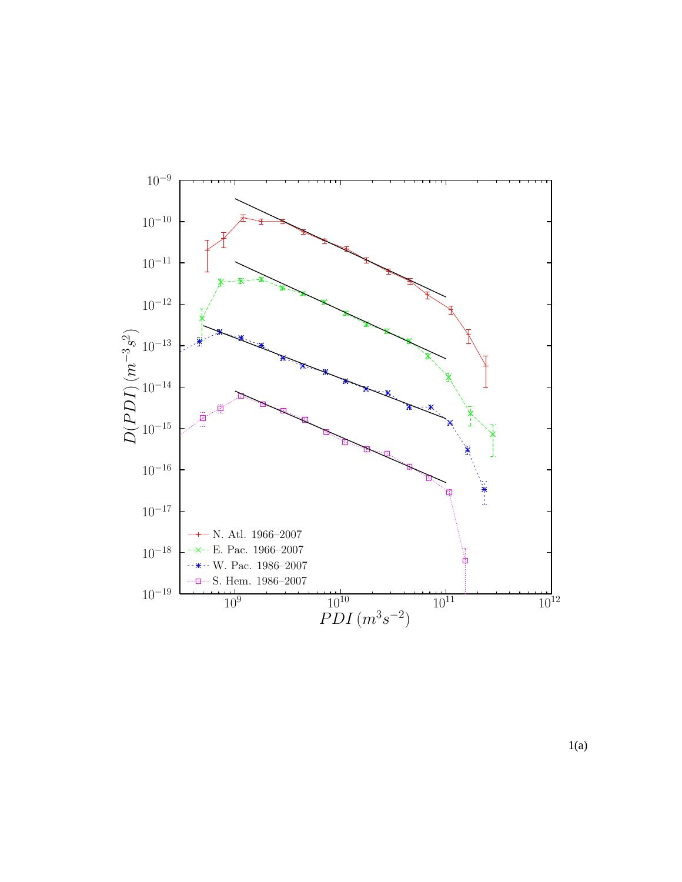1(a)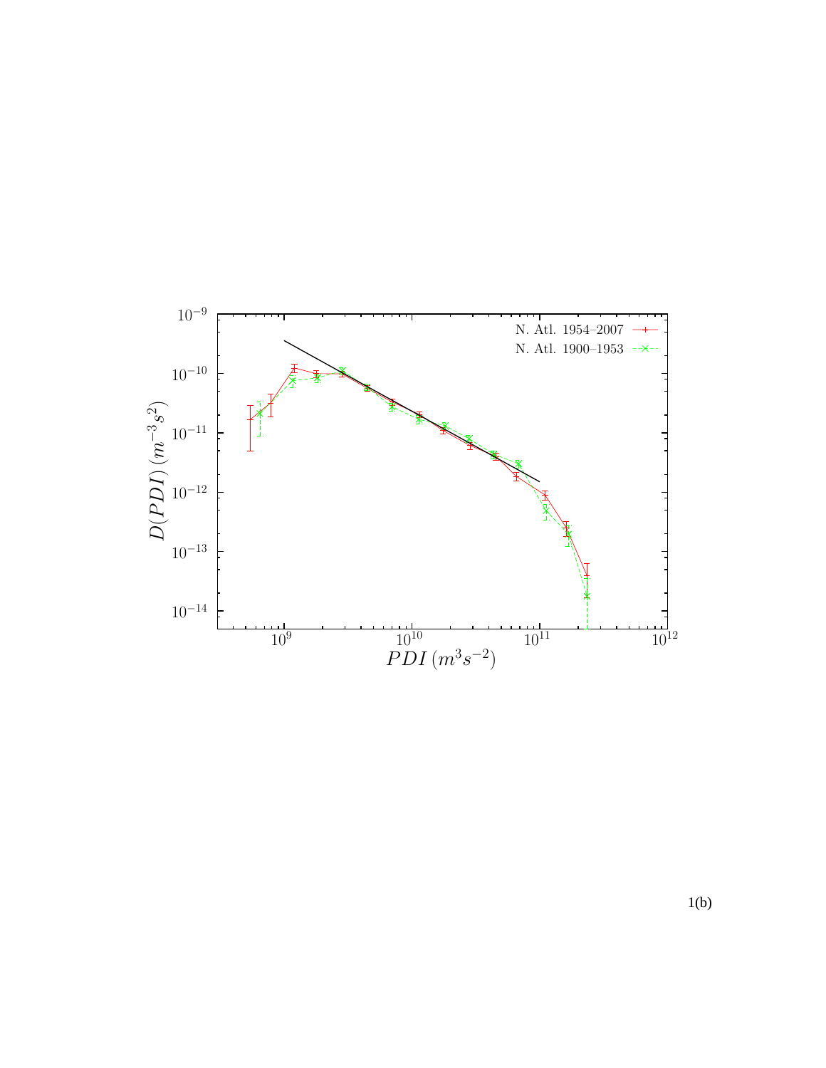1(b)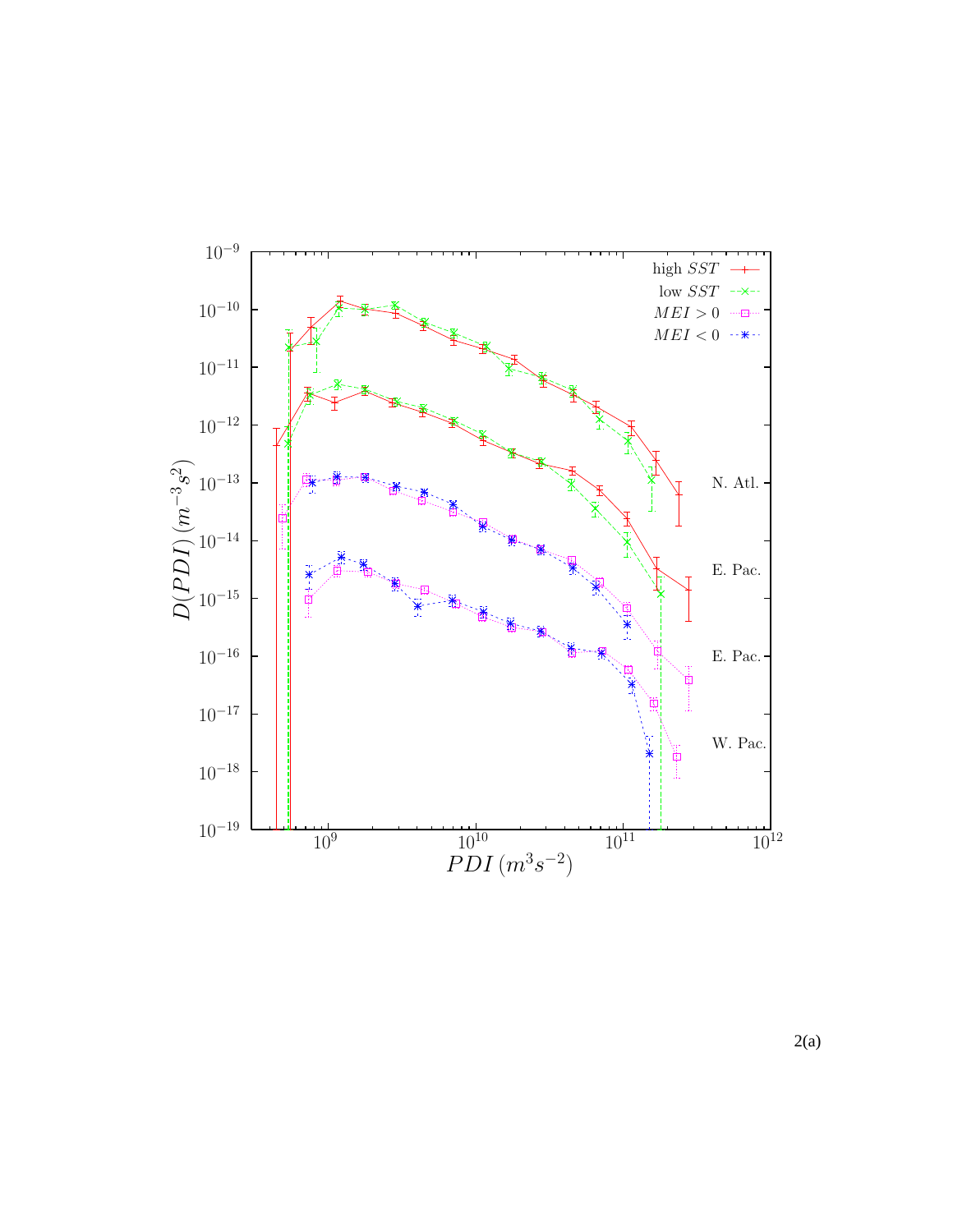2(a)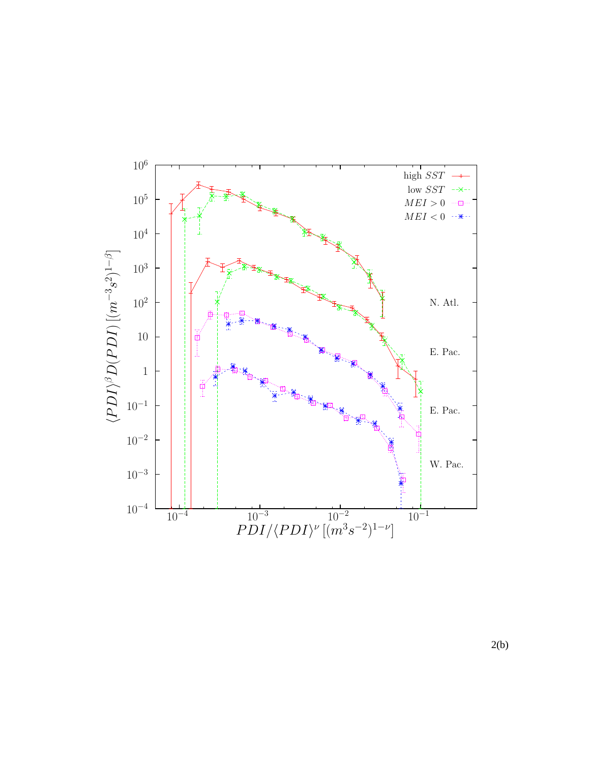2(b)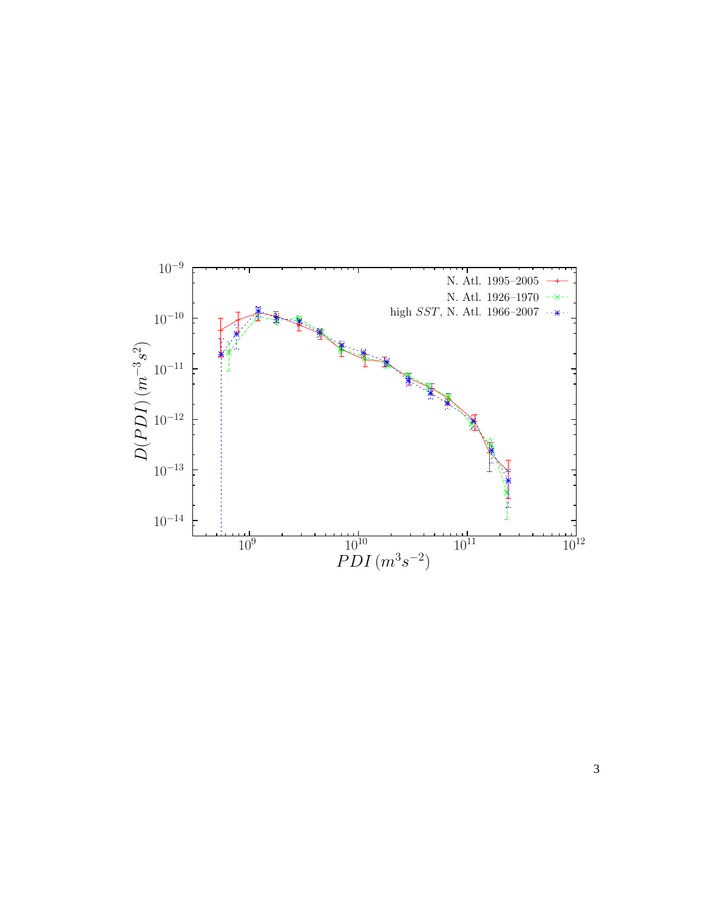$10^{-9}$

$10^{-10}$

$10^{-11}$

$10^{-12}$

$10^{-13}$

$10^{-14}$

$D(PDI)\,(m^{-3}s^2)$

$10^{9}$

$10^{10}$

$10^{11}$

$10^{12}$

$PDI\,(m^3s^{-2})$

N. Atl. 1995–2005

N. Atl. 1926–1970

high $SST$, N. Atl. 1966–2007